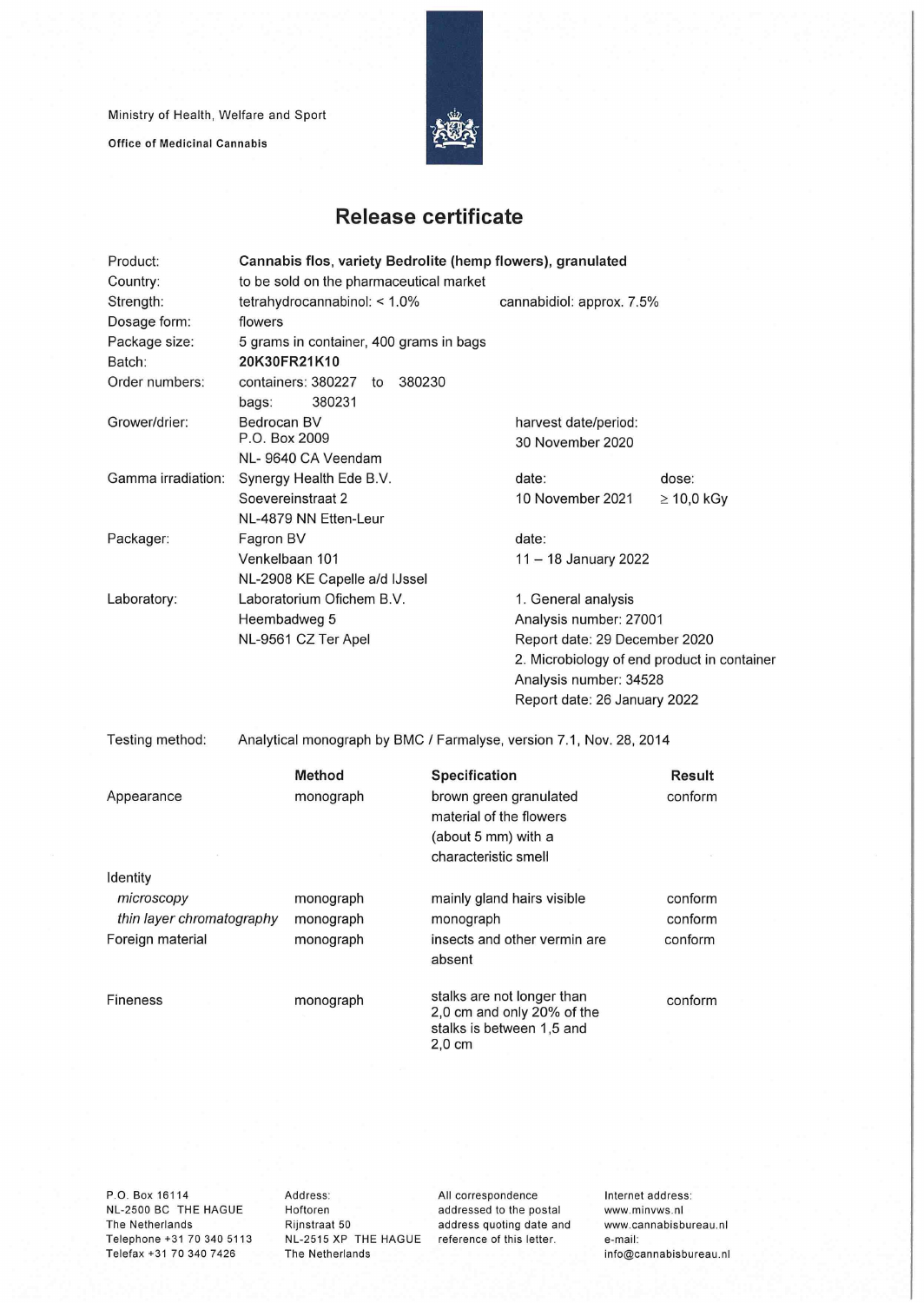Ministry of Health, Welfare and Sport

**Office of Medicinal Cannabis**

# Release certificate

| | | | |
|---|---|---|---|
| Product: | **Cannabis flos, variety Bedrolite (hemp flowers), granulated** | | |
| Country: | to be sold on the pharmaceutical market | | |
| Strength: | tetrahydrocannabinol: < 1.0% | cannabidiol: approx. 7.5% | |
| Dosage form: | flowers | | |
| Package size: | 5 grams in container, 400 grams in bags | | |
| Batch: | **20K30FR21K10** | | |
| Order numbers: | containers: 380227 to 380230<br>bags: 380231 | | |
| Grower/drier: | Bedrocan BV<br>P.O. Box 2009<br>NL- 9640 CA Veendam | harvest date/period:<br>30 November 2020 | |
| Gamma irradiation: | Synergy Health Ede B.V.<br>Soevereinstraat 2<br>NL-4879 NN Etten-Leur | date:<br>10 November 2021 | dose:<br>≥ 10,0 kGy |
| Packager: | Fagron BV<br>Venkelbaan 101<br>NL-2908 KE Capelle a/d IJssel | date:<br>11 – 18 January 2022 | |
| Laboratory: | Laboratorium Ofichem B.V.<br>Heembadweg 5<br>NL-9561 CZ Ter Apel | 1. General analysis<br>Analysis number: 27001<br>Report date: 29 December 2020<br>2. Microbiology of end product in container<br>Analysis number: 34528<br>Report date: 26 January 2022 | |

Testing method: Analytical monograph by BMC / Farmalyse, version 7.1, Nov. 28, 2014

| | Method | Specification | Result |
|---|---|---|---|
| Appearance | monograph | brown green granulated material of the flowers (about 5 mm) with a characteristic smell | conform |
| Identity | | | |
| *microscopy* | monograph | mainly gland hairs visible | conform |
| *thin layer chromatography* | monograph | monograph | conform |
| Foreign material | monograph | insects and other vermin are absent | conform |
| Fineness | monograph | stalks are not longer than 2,0 cm and only 20% of the stalks is between 1,5 and 2,0 cm | conform |

P.O. Box 16114
NL-2500 BC THE HAGUE
The Netherlands
Telephone +31 70 340 5113
Telefax +31 70 340 7426

Address:
Hoftoren
Rijnstraat 50
NL-2515 XP THE HAGUE
The Netherlands

All correspondence addressed to the postal address quoting date and reference of this letter.

Internet address:
www.minvws.nl
www.cannabisbureau.nl
e-mail:
info@cannabisbureau.nl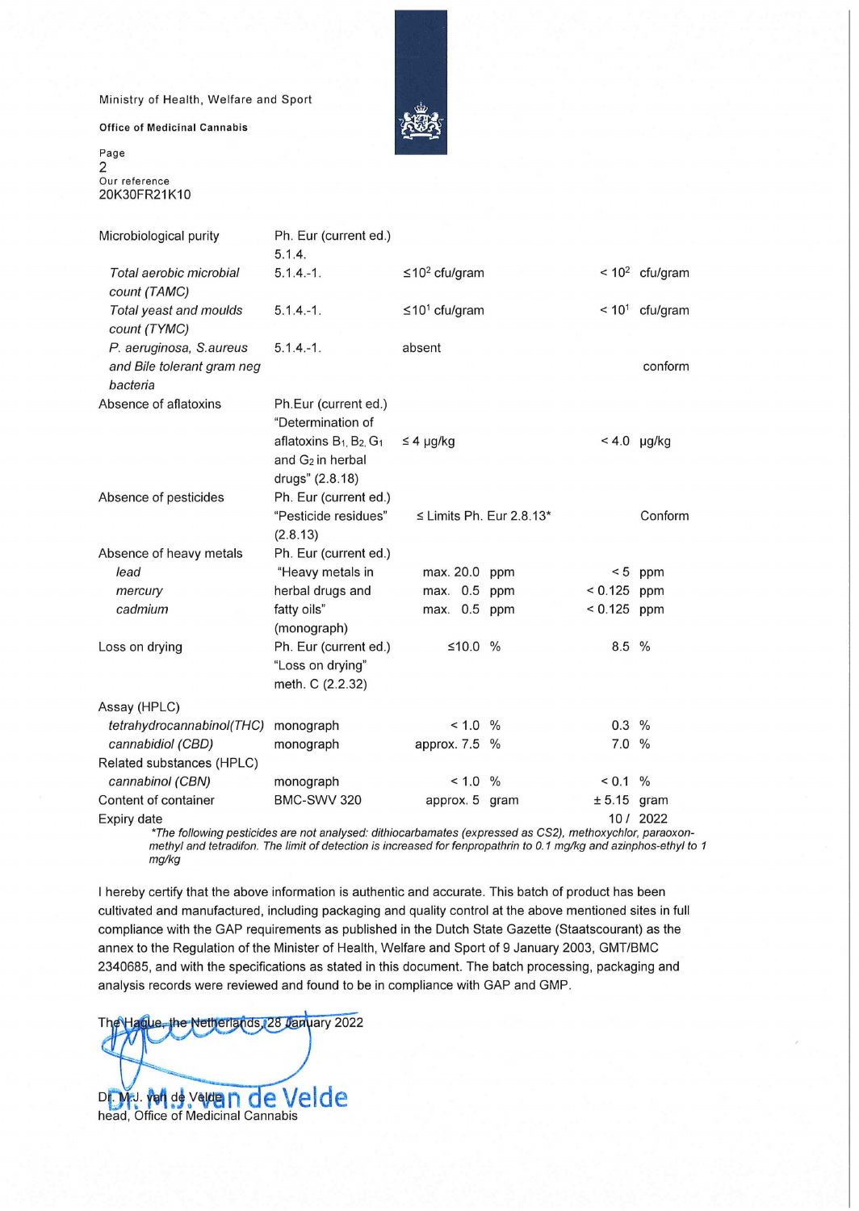Ministry of Health, Welfare and Sport

**Office of Medicinal Cannabis**

Page
2
Our reference
20K30FR21K10

| | | | |
|---|---|---|---|
| Microbiological purity | Ph. Eur (current ed.) 5.1.4. | | |
| *Total aerobic microbial count (TAMC)* | 5.1.4.-1. | $\leq 10^2$ cfu/gram | $< 10^2$ cfu/gram |
| *Total yeast and moulds count (TYMC)* | 5.1.4.-1. | $\leq 10^1$ cfu/gram | $< 10^1$ cfu/gram |
| *P. aeruginosa, S.aureus and Bile tolerant gram neg bacteria* | 5.1.4.-1. | absent | conform |
| Absence of aflatoxins | Ph.Eur (current ed.) "Determination of aflatoxins $B_1$, $B_2$, $G_1$ and $G_2$ in herbal drugs" (2.8.18) | ≤ 4 µg/kg | < 4.0 µg/kg |
| Absence of pesticides | Ph. Eur (current ed.) "Pesticide residues" (2.8.13) | ≤ Limits Ph. Eur 2.8.13* | Conform |
| Absence of heavy metals | Ph. Eur (current ed.) "Heavy metals in herbal drugs and fatty oils" (monograph) | | |
| *lead* | | max. 20.0 ppm | < 5 ppm |
| *mercury* | | max. 0.5 ppm | < 0.125 ppm |
| *cadmium* | | max. 0.5 ppm | < 0.125 ppm |
| Loss on drying | Ph. Eur (current ed.) "Loss on drying" meth. C (2.2.32) | ≤10.0 % | 8.5 % |
| Assay (HPLC) | | | |
| *tetrahydrocannabinol(THC)* | monograph | < 1.0 % | 0.3 % |
| *cannabidiol (CBD)* | monograph | approx. 7.5 % | 7.0 % |
| Related substances (HPLC) | | | |
| *cannabinol (CBN)* | monograph | < 1.0 % | < 0.1 % |
| Content of container | BMC-SWV 320 | approx. 5 gram | ± 5.15 gram |
| Expiry date | | | 10 / 2022 |

*\*The following pesticides are not analysed: dithiocarbamates (expressed as CS2), methoxychlor, paraoxon-methyl and tetradifon. The limit of detection is increased for fenpropathrin to 0.1 mg/kg and azinphos-ethyl to 1 mg/kg*

I hereby certify that the above information is authentic and accurate. This batch of product has been cultivated and manufactured, including packaging and quality control at the above mentioned sites in full compliance with the GAP requirements as published in the Dutch State Gazette (Staatscourant) as the annex to the Regulation of the Minister of Health, Welfare and Sport of 9 January 2003, GMT/BMC 2340685, and with the specifications as stated in this document. The batch processing, packaging and analysis records were reviewed and found to be in compliance with GAP and GMP.

The Hague, the Netherlands, 28 January 2022

Dr. M.J. van de Velde
head, Office of Medicinal Cannabis